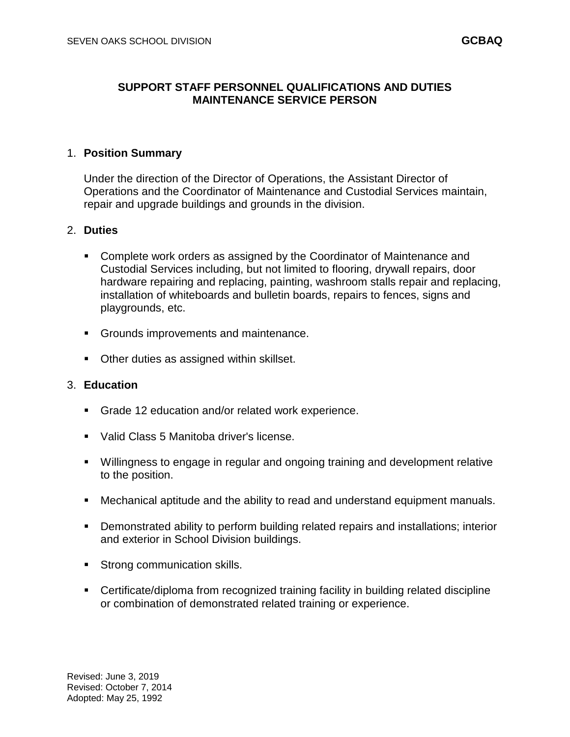# SUPPORT STAFF PERSONNEL QUALIFICATIONS AND DUTIES
# MAINTENANCE SERVICE PERSON

1. **Position Summary**

   Under the direction of the Director of Operations, the Assistant Director of Operations and the Coordinator of Maintenance and Custodial Services maintain, repair and upgrade buildings and grounds in the division.

2. **Duties**

   - Complete work orders as assigned by the Coordinator of Maintenance and Custodial Services including, but not limited to flooring, drywall repairs, door hardware repairing and replacing, painting, washroom stalls repair and replacing, installation of whiteboards and bulletin boards, repairs to fences, signs and playgrounds, etc.

   - Grounds improvements and maintenance.

   - Other duties as assigned within skillset.

3. **Education**

   - Grade 12 education and/or related work experience.

   - Valid Class 5 Manitoba driver's license.

   - Willingness to engage in regular and ongoing training and development relative to the position.

   - Mechanical aptitude and the ability to read and understand equipment manuals.

   - Demonstrated ability to perform building related repairs and installations; interior and exterior in School Division buildings.

   - Strong communication skills.

   - Certificate/diploma from recognized training facility in building related discipline or combination of demonstrated related training or experience.

Revised: June 3, 2019
Revised: October 7, 2014
Adopted: May 25, 1992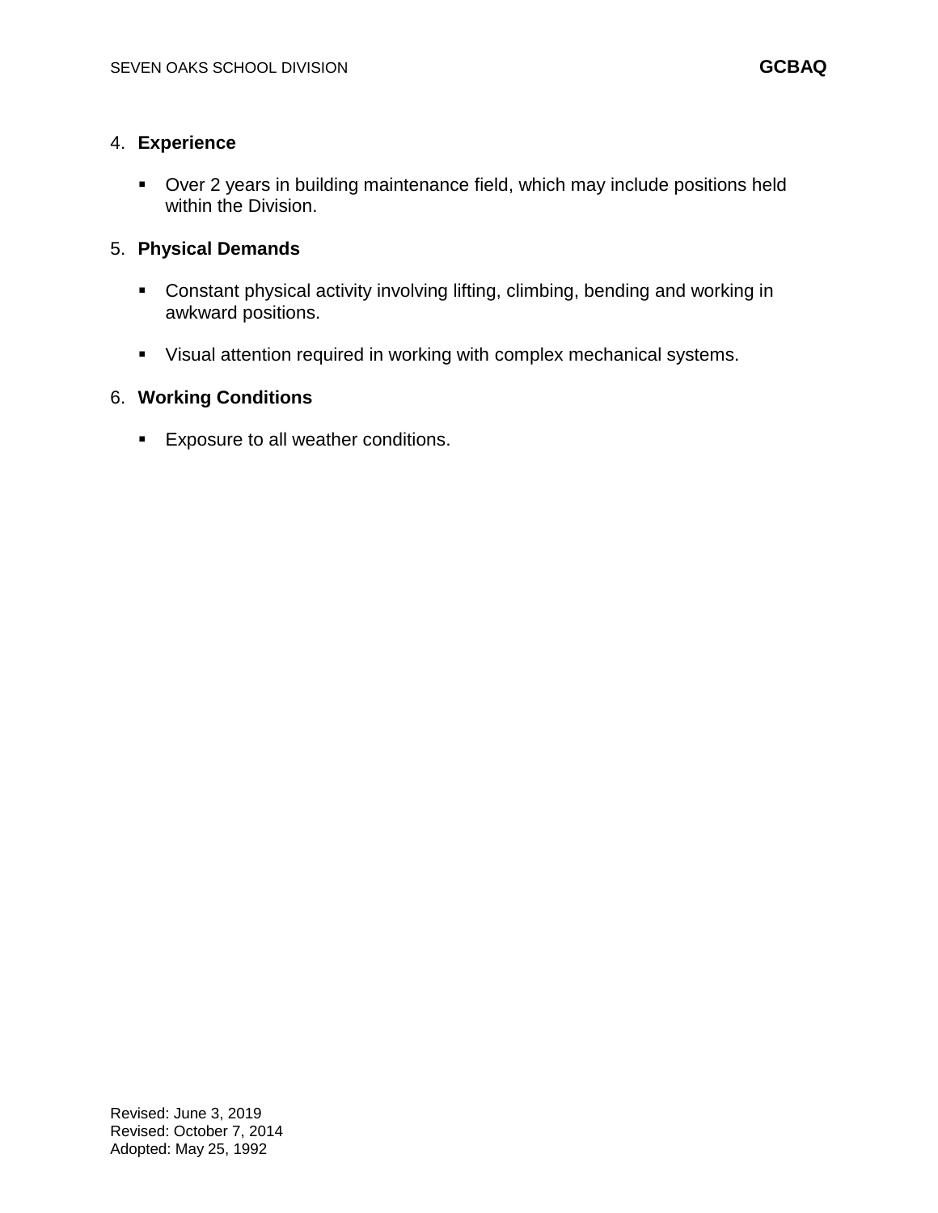4. **Experience**

   - Over 2 years in building maintenance field, which may include positions held within the Division.

5. **Physical Demands**

   - Constant physical activity involving lifting, climbing, bending and working in awkward positions.

   - Visual attention required in working with complex mechanical systems.

6. **Working Conditions**

   - Exposure to all weather conditions.

Revised: June 3, 2019
Revised: October 7, 2014
Adopted: May 25, 1992